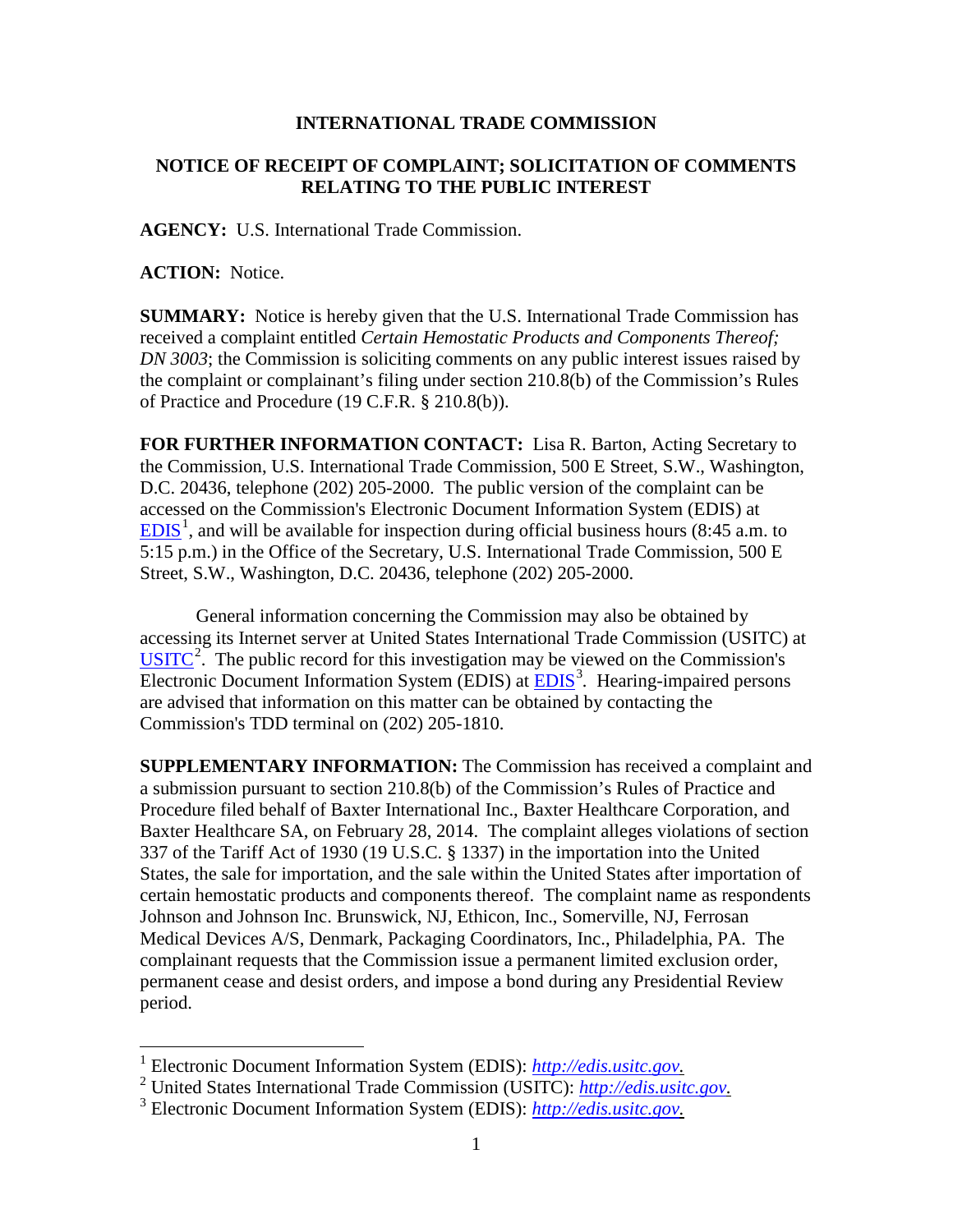**INTERNATIONAL TRADE COMMISSION**

**NOTICE OF RECEIPT OF COMPLAINT; SOLICITATION OF COMMENTS RELATING TO THE PUBLIC INTEREST**

**AGENCY:** U.S. International Trade Commission.

**ACTION:** Notice.

**SUMMARY:** Notice is hereby given that the U.S. International Trade Commission has received a complaint entitled *Certain Hemostatic Products and Components Thereof; DN 3003*; the Commission is soliciting comments on any public interest issues raised by the complaint or complainant's filing under section 210.8(b) of the Commission's Rules of Practice and Procedure (19 C.F.R. § 210.8(b)).

**FOR FURTHER INFORMATION CONTACT:** Lisa R. Barton, Acting Secretary to the Commission, U.S. International Trade Commission, 500 E Street, S.W., Washington, D.C. 20436, telephone (202) 205-2000. The public version of the complaint can be accessed on the Commission's Electronic Document Information System (EDIS) at EDIS[1], and will be available for inspection during official business hours (8:45 a.m. to 5:15 p.m.) in the Office of the Secretary, U.S. International Trade Commission, 500 E Street, S.W., Washington, D.C. 20436, telephone (202) 205-2000.

General information concerning the Commission may also be obtained by accessing its Internet server at United States International Trade Commission (USITC) at USITC[2]. The public record for this investigation may be viewed on the Commission's Electronic Document Information System (EDIS) at EDIS[3]. Hearing-impaired persons are advised that information on this matter can be obtained by contacting the Commission's TDD terminal on (202) 205-1810.

**SUPPLEMENTARY INFORMATION:** The Commission has received a complaint and a submission pursuant to section 210.8(b) of the Commission's Rules of Practice and Procedure filed behalf of Baxter International Inc., Baxter Healthcare Corporation, and Baxter Healthcare SA, on February 28, 2014. The complaint alleges violations of section 337 of the Tariff Act of 1930 (19 U.S.C. § 1337) in the importation into the United States, the sale for importation, and the sale within the United States after importation of certain hemostatic products and components thereof. The complaint name as respondents Johnson and Johnson Inc. Brunswick, NJ, Ethicon, Inc., Somerville, NJ, Ferrosan Medical Devices A/S, Denmark, Packaging Coordinators, Inc., Philadelphia, PA. The complainant requests that the Commission issue a permanent limited exclusion order, permanent cease and desist orders, and impose a bond during any Presidential Review period.

---

[1] Electronic Document Information System (EDIS): *http://edis.usitc.gov.*

[2] United States International Trade Commission (USITC): *http://edis.usitc.gov.*

[3] Electronic Document Information System (EDIS): *http://edis.usitc.gov.*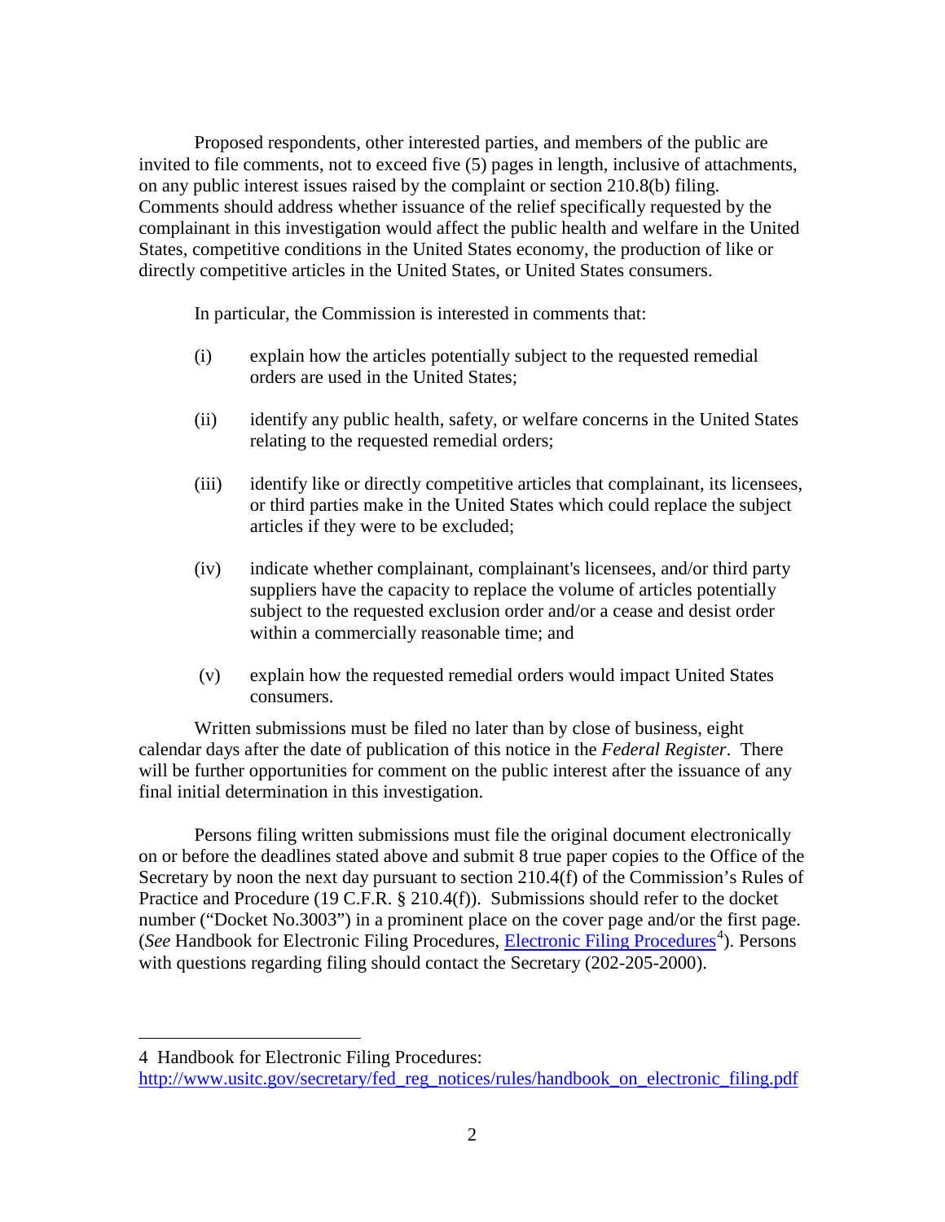Proposed respondents, other interested parties, and members of the public are invited to file comments, not to exceed five (5) pages in length, inclusive of attachments, on any public interest issues raised by the complaint or section 210.8(b) filing. Comments should address whether issuance of the relief specifically requested by the complainant in this investigation would affect the public health and welfare in the United States, competitive conditions in the United States economy, the production of like or directly competitive articles in the United States, or United States consumers.

In particular, the Commission is interested in comments that:

(i) explain how the articles potentially subject to the requested remedial orders are used in the United States;

(ii) identify any public health, safety, or welfare concerns in the United States relating to the requested remedial orders;

(iii) identify like or directly competitive articles that complainant, its licensees, or third parties make in the United States which could replace the subject articles if they were to be excluded;

(iv) indicate whether complainant, complainant's licensees, and/or third party suppliers have the capacity to replace the volume of articles potentially subject to the requested exclusion order and/or a cease and desist order within a commercially reasonable time; and

(v) explain how the requested remedial orders would impact United States consumers.

Written submissions must be filed no later than by close of business, eight calendar days after the date of publication of this notice in the *Federal Register*. There will be further opportunities for comment on the public interest after the issuance of any final initial determination in this investigation.

Persons filing written submissions must file the original document electronically on or before the deadlines stated above and submit 8 true paper copies to the Office of the Secretary by noon the next day pursuant to section 210.4(f) of the Commission's Rules of Practice and Procedure (19 C.F.R. § 210.4(f)). Submissions should refer to the docket number ("Docket No.3003") in a prominent place on the cover page and/or the first page. (*See* Handbook for Electronic Filing Procedures, [Electronic Filing Procedures](http://www.usitc.gov/secretary/fed_reg_notices/rules/handbook_on_electronic_filing.pdf)[4]). Persons with questions regarding filing should contact the Secretary (202-205-2000).

---

4 Handbook for Electronic Filing Procedures: http://www.usitc.gov/secretary/fed_reg_notices/rules/handbook_on_electronic_filing.pdf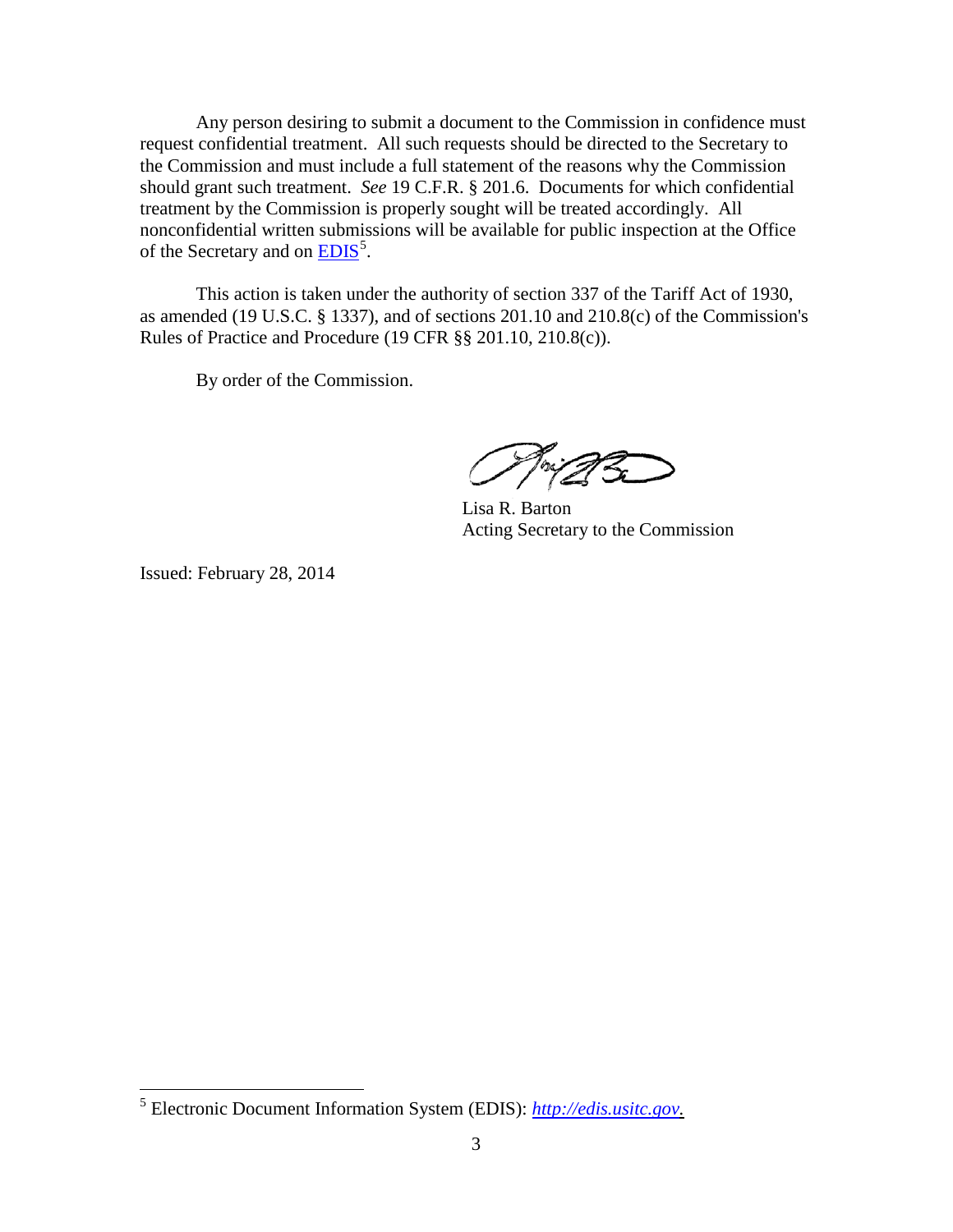Any person desiring to submit a document to the Commission in confidence must request confidential treatment. All such requests should be directed to the Secretary to the Commission and must include a full statement of the reasons why the Commission should grant such treatment. *See* 19 C.F.R. § 201.6. Documents for which confidential treatment by the Commission is properly sought will be treated accordingly. All nonconfidential written submissions will be available for public inspection at the Office of the Secretary and on EDIS[5].

This action is taken under the authority of section 337 of the Tariff Act of 1930, as amended (19 U.S.C. § 1337), and of sections 201.10 and 210.8(c) of the Commission's Rules of Practice and Procedure (19 CFR §§ 201.10, 210.8(c)).

By order of the Commission.

Lisa R. Barton
Acting Secretary to the Commission

Issued: February 28, 2014

---

[5] Electronic Document Information System (EDIS): *http://edis.usitc.gov.*